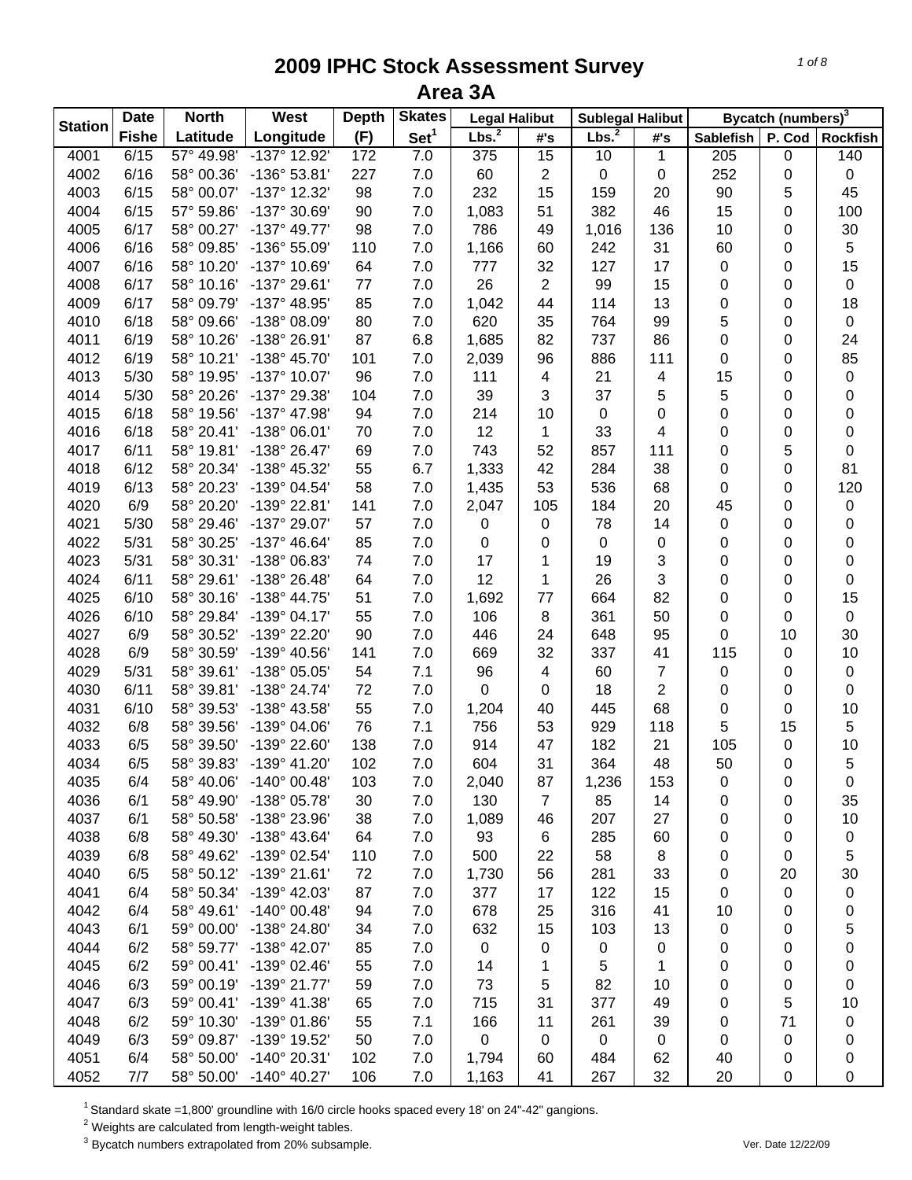# 2009 IPHC Stock Assessment Survey
## Area 3A

| Station | Date | North | West | Depth | Skates | Legal Halibut | | Sublegal Halibut | | Bycatch (numbers)[3] | | |
|---|---|---|---|---|---|---|---|---|---|---|---|---|
| | Fishe | Latitude | Longitude | (F) | Set[1] | Lbs.[2] | #'s | Lbs.[2] | #'s | Sablefish | P. Cod | Rockfish |
| 4001 | 6/15 | 57° 49.98' | -137° 12.92' | 172 | 7.0 | 375 | 15 | 10 | 1 | 205 | 0 | 140 |
| 4002 | 6/16 | 58° 00.36' | -136° 53.81' | 227 | 7.0 | 60 | 2 | 0 | 0 | 252 | 0 | 0 |
| 4003 | 6/15 | 58° 00.07' | -137° 12.32' | 98 | 7.0 | 232 | 15 | 159 | 20 | 90 | 5 | 45 |
| 4004 | 6/15 | 57° 59.86' | -137° 30.69' | 90 | 7.0 | 1,083 | 51 | 382 | 46 | 15 | 0 | 100 |
| 4005 | 6/17 | 58° 00.27' | -137° 49.77' | 98 | 7.0 | 786 | 49 | 1,016 | 136 | 10 | 0 | 30 |
| 4006 | 6/16 | 58° 09.85' | -136° 55.09' | 110 | 7.0 | 1,166 | 60 | 242 | 31 | 60 | 0 | 5 |
| 4007 | 6/16 | 58° 10.20' | -137° 10.69' | 64 | 7.0 | 777 | 32 | 127 | 17 | 0 | 0 | 15 |
| 4008 | 6/17 | 58° 10.16' | -137° 29.61' | 77 | 7.0 | 26 | 2 | 99 | 15 | 0 | 0 | 0 |
| 4009 | 6/17 | 58° 09.79' | -137° 48.95' | 85 | 7.0 | 1,042 | 44 | 114 | 13 | 0 | 0 | 18 |
| 4010 | 6/18 | 58° 09.66' | -138° 08.09' | 80 | 7.0 | 620 | 35 | 764 | 99 | 5 | 0 | 0 |
| 4011 | 6/19 | 58° 10.26' | -138° 26.91' | 87 | 6.8 | 1,685 | 82 | 737 | 86 | 0 | 0 | 24 |
| 4012 | 6/19 | 58° 10.21' | -138° 45.70' | 101 | 7.0 | 2,039 | 96 | 886 | 111 | 0 | 0 | 85 |
| 4013 | 5/30 | 58° 19.95' | -137° 10.07' | 96 | 7.0 | 111 | 4 | 21 | 4 | 15 | 0 | 0 |
| 4014 | 5/30 | 58° 20.26' | -137° 29.38' | 104 | 7.0 | 39 | 3 | 37 | 5 | 5 | 0 | 0 |
| 4015 | 6/18 | 58° 19.56' | -137° 47.98' | 94 | 7.0 | 214 | 10 | 0 | 0 | 0 | 0 | 0 |
| 4016 | 6/18 | 58° 20.41' | -138° 06.01' | 70 | 7.0 | 12 | 1 | 33 | 4 | 0 | 0 | 0 |
| 4017 | 6/11 | 58° 19.81' | -138° 26.47' | 69 | 7.0 | 743 | 52 | 857 | 111 | 0 | 5 | 0 |
| 4018 | 6/12 | 58° 20.34' | -138° 45.32' | 55 | 6.7 | 1,333 | 42 | 284 | 38 | 0 | 0 | 81 |
| 4019 | 6/13 | 58° 20.23' | -139° 04.54' | 58 | 7.0 | 1,435 | 53 | 536 | 68 | 0 | 0 | 120 |
| 4020 | 6/9 | 58° 20.20' | -139° 22.81' | 141 | 7.0 | 2,047 | 105 | 184 | 20 | 45 | 0 | 0 |
| 4021 | 5/30 | 58° 29.46' | -137° 29.07' | 57 | 7.0 | 0 | 0 | 78 | 14 | 0 | 0 | 0 |
| 4022 | 5/31 | 58° 30.25' | -137° 46.64' | 85 | 7.0 | 0 | 0 | 0 | 0 | 0 | 0 | 0 |
| 4023 | 5/31 | 58° 30.31' | -138° 06.83' | 74 | 7.0 | 17 | 1 | 19 | 3 | 0 | 0 | 0 |
| 4024 | 6/11 | 58° 29.61' | -138° 26.48' | 64 | 7.0 | 12 | 1 | 26 | 3 | 0 | 0 | 0 |
| 4025 | 6/10 | 58° 30.16' | -138° 44.75' | 51 | 7.0 | 1,692 | 77 | 664 | 82 | 0 | 0 | 15 |
| 4026 | 6/10 | 58° 29.84' | -139° 04.17' | 55 | 7.0 | 106 | 8 | 361 | 50 | 0 | 0 | 0 |
| 4027 | 6/9 | 58° 30.52' | -139° 22.20' | 90 | 7.0 | 446 | 24 | 648 | 95 | 0 | 10 | 30 |
| 4028 | 6/9 | 58° 30.59' | -139° 40.56' | 141 | 7.0 | 669 | 32 | 337 | 41 | 115 | 0 | 10 |
| 4029 | 5/31 | 58° 39.61' | -138° 05.05' | 54 | 7.1 | 96 | 4 | 60 | 7 | 0 | 0 | 0 |
| 4030 | 6/11 | 58° 39.81' | -138° 24.74' | 72 | 7.0 | 0 | 0 | 18 | 2 | 0 | 0 | 0 |
| 4031 | 6/10 | 58° 39.53' | -138° 43.58' | 55 | 7.0 | 1,204 | 40 | 445 | 68 | 0 | 0 | 10 |
| 4032 | 6/8 | 58° 39.56' | -139° 04.06' | 76 | 7.1 | 756 | 53 | 929 | 118 | 5 | 15 | 5 |
| 4033 | 6/5 | 58° 39.50' | -139° 22.60' | 138 | 7.0 | 914 | 47 | 182 | 21 | 105 | 0 | 10 |
| 4034 | 6/5 | 58° 39.83' | -139° 41.20' | 102 | 7.0 | 604 | 31 | 364 | 48 | 50 | 0 | 5 |
| 4035 | 6/4 | 58° 40.06' | -140° 00.48' | 103 | 7.0 | 2,040 | 87 | 1,236 | 153 | 0 | 0 | 0 |
| 4036 | 6/1 | 58° 49.90' | -138° 05.78' | 30 | 7.0 | 130 | 7 | 85 | 14 | 0 | 0 | 35 |
| 4037 | 6/1 | 58° 50.58' | -138° 23.96' | 38 | 7.0 | 1,089 | 46 | 207 | 27 | 0 | 0 | 10 |
| 4038 | 6/8 | 58° 49.30' | -138° 43.64' | 64 | 7.0 | 93 | 6 | 285 | 60 | 0 | 0 | 0 |
| 4039 | 6/8 | 58° 49.62' | -139° 02.54' | 110 | 7.0 | 500 | 22 | 58 | 8 | 0 | 0 | 5 |
| 4040 | 6/5 | 58° 50.12' | -139° 21.61' | 72 | 7.0 | 1,730 | 56 | 281 | 33 | 0 | 20 | 30 |
| 4041 | 6/4 | 58° 50.34' | -139° 42.03' | 87 | 7.0 | 377 | 17 | 122 | 15 | 0 | 0 | 0 |
| 4042 | 6/4 | 58° 49.61' | -140° 00.48' | 94 | 7.0 | 678 | 25 | 316 | 41 | 10 | 0 | 0 |
| 4043 | 6/1 | 59° 00.00' | -138° 24.80' | 34 | 7.0 | 632 | 15 | 103 | 13 | 0 | 0 | 5 |
| 4044 | 6/2 | 58° 59.77' | -138° 42.07' | 85 | 7.0 | 0 | 0 | 0 | 0 | 0 | 0 | 0 |
| 4045 | 6/2 | 59° 00.41' | -139° 02.46' | 55 | 7.0 | 14 | 1 | 5 | 1 | 0 | 0 | 0 |
| 4046 | 6/3 | 59° 00.19' | -139° 21.77' | 59 | 7.0 | 73 | 5 | 82 | 10 | 0 | 0 | 0 |
| 4047 | 6/3 | 59° 00.41' | -139° 41.38' | 65 | 7.0 | 715 | 31 | 377 | 49 | 0 | 5 | 10 |
| 4048 | 6/2 | 59° 10.30' | -139° 01.86' | 55 | 7.1 | 166 | 11 | 261 | 39 | 0 | 71 | 0 |
| 4049 | 6/3 | 59° 09.87' | -139° 19.52' | 50 | 7.0 | 0 | 0 | 0 | 0 | 0 | 0 | 0 |
| 4051 | 6/4 | 58° 50.00' | -140° 20.31' | 102 | 7.0 | 1,794 | 60 | 484 | 62 | 40 | 0 | 0 |
| 4052 | 7/7 | 58° 50.00' | -140° 40.27' | 106 | 7.0 | 1,163 | 41 | 267 | 32 | 20 | 0 | 0 |

[1] Standard skate =1,800' groundline with 16/0 circle hooks spaced every 18' on 24"-42" gangions.
[2] Weights are calculated from length-weight tables.
[3] Bycatch numbers extrapolated from 20% subsample.

Ver. Date 12/22/09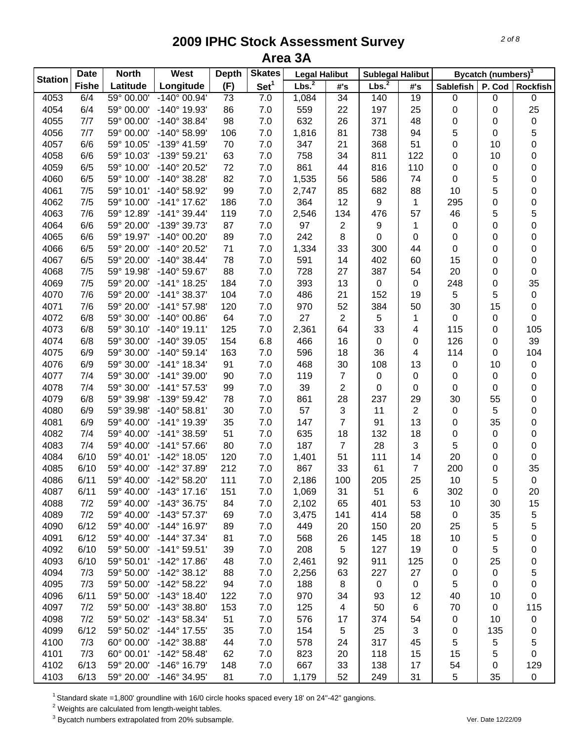# 2009 IPHC Stock Assessment Survey
## Area 3A

| Station | Date | North | West | Depth | Skates | Legal Halibut | | Sublegal Halibut | | Bycatch (numbers)[3] | | |
|---|---|---|---|---|---|---|---|---|---|---|---|---|
| | Fishe | Latitude | Longitude | (F) | Set[1] | Lbs.[2] | #'s | Lbs.[2] | #'s | Sablefish | P. Cod | Rockfish |
| 4053 | 6/4 | 59° 00.00' | -140° 00.94' | 73 | 7.0 | 1,084 | 34 | 140 | 19 | 0 | 0 | 0 |
| 4054 | 6/4 | 59° 00.00' | -140° 19.93' | 86 | 7.0 | 559 | 22 | 197 | 25 | 0 | 0 | 25 |
| 4055 | 7/7 | 59° 00.00' | -140° 38.84' | 98 | 7.0 | 632 | 26 | 371 | 48 | 0 | 0 | 0 |
| 4056 | 7/7 | 59° 00.00' | -140° 58.99' | 106 | 7.0 | 1,816 | 81 | 738 | 94 | 5 | 0 | 5 |
| 4057 | 6/6 | 59° 10.05' | -139° 41.59' | 70 | 7.0 | 347 | 21 | 368 | 51 | 0 | 10 | 0 |
| 4058 | 6/6 | 59° 10.03' | -139° 59.21' | 63 | 7.0 | 758 | 34 | 811 | 122 | 0 | 10 | 0 |
| 4059 | 6/5 | 59° 10.00' | -140° 20.52' | 72 | 7.0 | 861 | 44 | 816 | 110 | 0 | 0 | 0 |
| 4060 | 6/5 | 59° 10.00' | -140° 38.28' | 82 | 7.0 | 1,535 | 56 | 586 | 74 | 0 | 5 | 0 |
| 4061 | 7/5 | 59° 10.01' | -140° 58.92' | 99 | 7.0 | 2,747 | 85 | 682 | 88 | 10 | 5 | 0 |
| 4062 | 7/5 | 59° 10.00' | -141° 17.62' | 186 | 7.0 | 364 | 12 | 9 | 1 | 295 | 0 | 0 |
| 4063 | 7/6 | 59° 12.89' | -141° 39.44' | 119 | 7.0 | 2,546 | 134 | 476 | 57 | 46 | 5 | 5 |
| 4064 | 6/6 | 59° 20.00' | -139° 39.73' | 87 | 7.0 | 97 | 2 | 9 | 1 | 0 | 0 | 0 |
| 4065 | 6/6 | 59° 19.97' | -140° 00.20' | 89 | 7.0 | 242 | 8 | 0 | 0 | 0 | 0 | 0 |
| 4066 | 6/5 | 59° 20.00' | -140° 20.52' | 71 | 7.0 | 1,334 | 33 | 300 | 44 | 0 | 0 | 0 |
| 4067 | 6/5 | 59° 20.00' | -140° 38.44' | 78 | 7.0 | 591 | 14 | 402 | 60 | 15 | 0 | 0 |
| 4068 | 7/5 | 59° 19.98' | -140° 59.67' | 88 | 7.0 | 728 | 27 | 387 | 54 | 20 | 0 | 0 |
| 4069 | 7/5 | 59° 20.00' | -141° 18.25' | 184 | 7.0 | 393 | 13 | 0 | 0 | 248 | 0 | 35 |
| 4070 | 7/6 | 59° 20.00' | -141° 38.37' | 104 | 7.0 | 486 | 21 | 152 | 19 | 5 | 5 | 0 |
| 4071 | 7/6 | 59° 20.00' | -141° 57.98' | 120 | 7.0 | 970 | 52 | 384 | 50 | 30 | 15 | 0 |
| 4072 | 6/8 | 59° 30.00' | -140° 00.86' | 64 | 7.0 | 27 | 2 | 5 | 1 | 0 | 0 | 0 |
| 4073 | 6/8 | 59° 30.10' | -140° 19.11' | 125 | 7.0 | 2,361 | 64 | 33 | 4 | 115 | 0 | 105 |
| 4074 | 6/8 | 59° 30.00' | -140° 39.05' | 154 | 6.8 | 466 | 16 | 0 | 0 | 126 | 0 | 39 |
| 4075 | 6/9 | 59° 30.00' | -140° 59.14' | 163 | 7.0 | 596 | 18 | 36 | 4 | 114 | 0 | 104 |
| 4076 | 6/9 | 59° 30.00' | -141° 18.34' | 91 | 7.0 | 468 | 30 | 108 | 13 | 0 | 10 | 0 |
| 4077 | 7/4 | 59° 30.00' | -141° 39.00' | 90 | 7.0 | 119 | 7 | 0 | 0 | 0 | 0 | 0 |
| 4078 | 7/4 | 59° 30.00' | -141° 57.53' | 99 | 7.0 | 39 | 2 | 0 | 0 | 0 | 0 | 0 |
| 4079 | 6/8 | 59° 39.98' | -139° 59.42' | 78 | 7.0 | 861 | 28 | 237 | 29 | 30 | 55 | 0 |
| 4080 | 6/9 | 59° 39.98' | -140° 58.81' | 30 | 7.0 | 57 | 3 | 11 | 2 | 0 | 5 | 0 |
| 4081 | 6/9 | 59° 40.00' | -141° 19.39' | 35 | 7.0 | 147 | 7 | 91 | 13 | 0 | 35 | 0 |
| 4082 | 7/4 | 59° 40.00' | -141° 38.59' | 51 | 7.0 | 635 | 18 | 132 | 18 | 0 | 0 | 0 |
| 4083 | 7/4 | 59° 40.00' | -141° 57.66' | 80 | 7.0 | 187 | 7 | 28 | 3 | 5 | 0 | 0 |
| 4084 | 6/10 | 59° 40.01' | -142° 18.05' | 120 | 7.0 | 1,401 | 51 | 111 | 14 | 20 | 0 | 0 |
| 4085 | 6/10 | 59° 40.00' | -142° 37.89' | 212 | 7.0 | 867 | 33 | 61 | 7 | 200 | 0 | 35 |
| 4086 | 6/11 | 59° 40.00' | -142° 58.20' | 111 | 7.0 | 2,186 | 100 | 205 | 25 | 10 | 5 | 0 |
| 4087 | 6/11 | 59° 40.00' | -143° 17.16' | 151 | 7.0 | 1,069 | 31 | 51 | 6 | 302 | 0 | 20 |
| 4088 | 7/2 | 59° 40.00' | -143° 36.75' | 84 | 7.0 | 2,102 | 65 | 401 | 53 | 10 | 30 | 15 |
| 4089 | 7/2 | 59° 40.00' | -143° 57.37' | 69 | 7.0 | 3,475 | 141 | 414 | 58 | 0 | 35 | 5 |
| 4090 | 6/12 | 59° 40.00' | -144° 16.97' | 89 | 7.0 | 449 | 20 | 150 | 20 | 25 | 5 | 5 |
| 4091 | 6/12 | 59° 40.00' | -144° 37.34' | 81 | 7.0 | 568 | 26 | 145 | 18 | 10 | 5 | 0 |
| 4092 | 6/10 | 59° 50.00' | -141° 59.51' | 39 | 7.0 | 208 | 5 | 127 | 19 | 0 | 5 | 0 |
| 4093 | 6/10 | 59° 50.01' | -142° 17.86' | 48 | 7.0 | 2,461 | 92 | 911 | 125 | 0 | 25 | 0 |
| 4094 | 7/3 | 59° 50.00' | -142° 38.12' | 88 | 7.0 | 2,256 | 63 | 227 | 27 | 0 | 0 | 5 |
| 4095 | 7/3 | 59° 50.00' | -142° 58.22' | 94 | 7.0 | 188 | 8 | 0 | 0 | 5 | 0 | 0 |
| 4096 | 6/11 | 59° 50.00' | -143° 18.40' | 122 | 7.0 | 970 | 34 | 93 | 12 | 40 | 10 | 0 |
| 4097 | 7/2 | 59° 50.00' | -143° 38.80' | 153 | 7.0 | 125 | 4 | 50 | 6 | 70 | 0 | 115 |
| 4098 | 7/2 | 59° 50.02' | -143° 58.34' | 51 | 7.0 | 576 | 17 | 374 | 54 | 0 | 10 | 0 |
| 4099 | 6/12 | 59° 50.02' | -144° 17.55' | 35 | 7.0 | 154 | 5 | 25 | 3 | 0 | 135 | 0 |
| 4100 | 7/3 | 60° 00.00' | -142° 38.88' | 44 | 7.0 | 578 | 24 | 317 | 45 | 5 | 5 | 5 |
| 4101 | 7/3 | 60° 00.01' | -142° 58.48' | 62 | 7.0 | 823 | 20 | 118 | 15 | 15 | 5 | 0 |
| 4102 | 6/13 | 59° 20.00' | -146° 16.79' | 148 | 7.0 | 667 | 33 | 138 | 17 | 54 | 0 | 129 |
| 4103 | 6/13 | 59° 20.00' | -146° 34.95' | 81 | 7.0 | 1,179 | 52 | 249 | 31 | 5 | 35 | 0 |

[1] Standard skate =1,800' groundline with 16/0 circle hooks spaced every 18' on 24"-42" gangions.

[2] Weights are calculated from length-weight tables.

[3] Bycatch numbers extrapolated from 20% subsample.

Ver. Date 12/22/09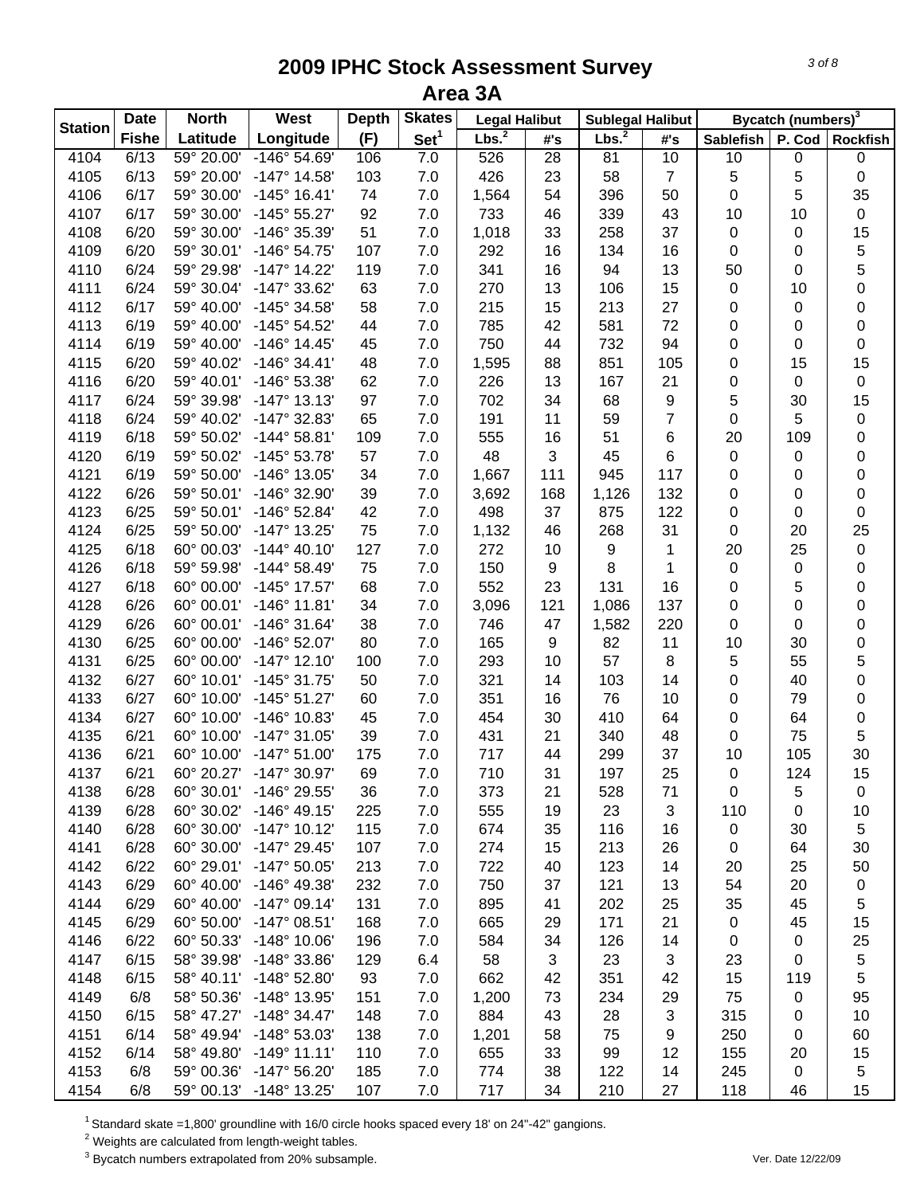# 2009 IPHC Stock Assessment Survey
## Area 3A

| Station | Date | North | West | Depth | Skates | Legal Halibut | | Sublegal Halibut | | Bycatch (numbers)[3] | | |
|---|---|---|---|---|---|---|---|---|---|---|---|---|
| | Fishe | Latitude | Longitude | (F) | Set[1] | Lbs.[2] | #'s | Lbs.[2] | #'s | Sablefish | P. Cod | Rockfish |
| 4104 | 6/13 | 59° 20.00' | -146° 54.69' | 106 | 7.0 | 526 | 28 | 81 | 10 | 10 | 0 | 0 |
| 4105 | 6/13 | 59° 20.00' | -147° 14.58' | 103 | 7.0 | 426 | 23 | 58 | 7 | 5 | 5 | 0 |
| 4106 | 6/17 | 59° 30.00' | -145° 16.41' | 74 | 7.0 | 1,564 | 54 | 396 | 50 | 0 | 5 | 35 |
| 4107 | 6/17 | 59° 30.00' | -145° 55.27' | 92 | 7.0 | 733 | 46 | 339 | 43 | 10 | 10 | 0 |
| 4108 | 6/20 | 59° 30.00' | -146° 35.39' | 51 | 7.0 | 1,018 | 33 | 258 | 37 | 0 | 0 | 15 |
| 4109 | 6/20 | 59° 30.01' | -146° 54.75' | 107 | 7.0 | 292 | 16 | 134 | 16 | 0 | 0 | 5 |
| 4110 | 6/24 | 59° 29.98' | -147° 14.22' | 119 | 7.0 | 341 | 16 | 94 | 13 | 50 | 0 | 5 |
| 4111 | 6/24 | 59° 30.04' | -147° 33.62' | 63 | 7.0 | 270 | 13 | 106 | 15 | 0 | 10 | 0 |
| 4112 | 6/17 | 59° 40.00' | -145° 34.58' | 58 | 7.0 | 215 | 15 | 213 | 27 | 0 | 0 | 0 |
| 4113 | 6/19 | 59° 40.00' | -145° 54.52' | 44 | 7.0 | 785 | 42 | 581 | 72 | 0 | 0 | 0 |
| 4114 | 6/19 | 59° 40.00' | -146° 14.45' | 45 | 7.0 | 750 | 44 | 732 | 94 | 0 | 0 | 0 |
| 4115 | 6/20 | 59° 40.02' | -146° 34.41' | 48 | 7.0 | 1,595 | 88 | 851 | 105 | 0 | 15 | 15 |
| 4116 | 6/20 | 59° 40.01' | -146° 53.38' | 62 | 7.0 | 226 | 13 | 167 | 21 | 0 | 0 | 0 |
| 4117 | 6/24 | 59° 39.98' | -147° 13.13' | 97 | 7.0 | 702 | 34 | 68 | 9 | 5 | 30 | 15 |
| 4118 | 6/24 | 59° 40.02' | -147° 32.83' | 65 | 7.0 | 191 | 11 | 59 | 7 | 0 | 5 | 0 |
| 4119 | 6/18 | 59° 50.02' | -144° 58.81' | 109 | 7.0 | 555 | 16 | 51 | 6 | 20 | 109 | 0 |
| 4120 | 6/19 | 59° 50.02' | -145° 53.78' | 57 | 7.0 | 48 | 3 | 45 | 6 | 0 | 0 | 0 |
| 4121 | 6/19 | 59° 50.00' | -146° 13.05' | 34 | 7.0 | 1,667 | 111 | 945 | 117 | 0 | 0 | 0 |
| 4122 | 6/26 | 59° 50.01' | -146° 32.90' | 39 | 7.0 | 3,692 | 168 | 1,126 | 132 | 0 | 0 | 0 |
| 4123 | 6/25 | 59° 50.01' | -146° 52.84' | 42 | 7.0 | 498 | 37 | 875 | 122 | 0 | 0 | 0 |
| 4124 | 6/25 | 59° 50.00' | -147° 13.25' | 75 | 7.0 | 1,132 | 46 | 268 | 31 | 0 | 20 | 25 |
| 4125 | 6/18 | 60° 00.03' | -144° 40.10' | 127 | 7.0 | 272 | 10 | 9 | 1 | 20 | 25 | 0 |
| 4126 | 6/18 | 59° 59.98' | -144° 58.49' | 75 | 7.0 | 150 | 9 | 8 | 1 | 0 | 0 | 0 |
| 4127 | 6/18 | 60° 00.00' | -145° 17.57' | 68 | 7.0 | 552 | 23 | 131 | 16 | 0 | 5 | 0 |
| 4128 | 6/26 | 60° 00.01' | -146° 11.81' | 34 | 7.0 | 3,096 | 121 | 1,086 | 137 | 0 | 0 | 0 |
| 4129 | 6/26 | 60° 00.01' | -146° 31.64' | 38 | 7.0 | 746 | 47 | 1,582 | 220 | 0 | 0 | 0 |
| 4130 | 6/25 | 60° 00.00' | -146° 52.07' | 80 | 7.0 | 165 | 9 | 82 | 11 | 10 | 30 | 0 |
| 4131 | 6/25 | 60° 00.00' | -147° 12.10' | 100 | 7.0 | 293 | 10 | 57 | 8 | 5 | 55 | 5 |
| 4132 | 6/27 | 60° 10.01' | -145° 31.75' | 50 | 7.0 | 321 | 14 | 103 | 14 | 0 | 40 | 0 |
| 4133 | 6/27 | 60° 10.00' | -145° 51.27' | 60 | 7.0 | 351 | 16 | 76 | 10 | 0 | 79 | 0 |
| 4134 | 6/27 | 60° 10.00' | -146° 10.83' | 45 | 7.0 | 454 | 30 | 410 | 64 | 0 | 64 | 0 |
| 4135 | 6/21 | 60° 10.00' | -147° 31.05' | 39 | 7.0 | 431 | 21 | 340 | 48 | 0 | 75 | 5 |
| 4136 | 6/21 | 60° 10.00' | -147° 51.00' | 175 | 7.0 | 717 | 44 | 299 | 37 | 10 | 105 | 30 |
| 4137 | 6/21 | 60° 20.27' | -147° 30.97' | 69 | 7.0 | 710 | 31 | 197 | 25 | 0 | 124 | 15 |
| 4138 | 6/28 | 60° 30.01' | -146° 29.55' | 36 | 7.0 | 373 | 21 | 528 | 71 | 0 | 5 | 0 |
| 4139 | 6/28 | 60° 30.02' | -146° 49.15' | 225 | 7.0 | 555 | 19 | 23 | 3 | 110 | 0 | 10 |
| 4140 | 6/28 | 60° 30.00' | -147° 10.12' | 115 | 7.0 | 674 | 35 | 116 | 16 | 0 | 30 | 5 |
| 4141 | 6/28 | 60° 30.00' | -147° 29.45' | 107 | 7.0 | 274 | 15 | 213 | 26 | 0 | 64 | 30 |
| 4142 | 6/22 | 60° 29.01' | -147° 50.05' | 213 | 7.0 | 722 | 40 | 123 | 14 | 20 | 25 | 50 |
| 4143 | 6/29 | 60° 40.00' | -146° 49.38' | 232 | 7.0 | 750 | 37 | 121 | 13 | 54 | 20 | 0 |
| 4144 | 6/29 | 60° 40.00' | -147° 09.14' | 131 | 7.0 | 895 | 41 | 202 | 25 | 35 | 45 | 5 |
| 4145 | 6/29 | 60° 50.00' | -147° 08.51' | 168 | 7.0 | 665 | 29 | 171 | 21 | 0 | 45 | 15 |
| 4146 | 6/22 | 60° 50.33' | -148° 10.06' | 196 | 7.0 | 584 | 34 | 126 | 14 | 0 | 0 | 25 |
| 4147 | 6/15 | 58° 39.98' | -148° 33.86' | 129 | 6.4 | 58 | 3 | 23 | 3 | 23 | 0 | 5 |
| 4148 | 6/15 | 58° 40.11' | -148° 52.80' | 93 | 7.0 | 662 | 42 | 351 | 42 | 15 | 119 | 5 |
| 4149 | 6/8 | 58° 50.36' | -148° 13.95' | 151 | 7.0 | 1,200 | 73 | 234 | 29 | 75 | 0 | 95 |
| 4150 | 6/15 | 58° 47.27' | -148° 34.47' | 148 | 7.0 | 884 | 43 | 28 | 3 | 315 | 0 | 10 |
| 4151 | 6/14 | 58° 49.94' | -148° 53.03' | 138 | 7.0 | 1,201 | 58 | 75 | 9 | 250 | 0 | 60 |
| 4152 | 6/14 | 58° 49.80' | -149° 11.11' | 110 | 7.0 | 655 | 33 | 99 | 12 | 155 | 20 | 15 |
| 4153 | 6/8 | 59° 00.36' | -147° 56.20' | 185 | 7.0 | 774 | 38 | 122 | 14 | 245 | 0 | 5 |
| 4154 | 6/8 | 59° 00.13' | -148° 13.25' | 107 | 7.0 | 717 | 34 | 210 | 27 | 118 | 46 | 15 |

[1] Standard skate =1,800' groundline with 16/0 circle hooks spaced every 18' on 24"-42" gangions.

[2] Weights are calculated from length-weight tables.

[3] Bycatch numbers extrapolated from 20% subsample.

Ver. Date 12/22/09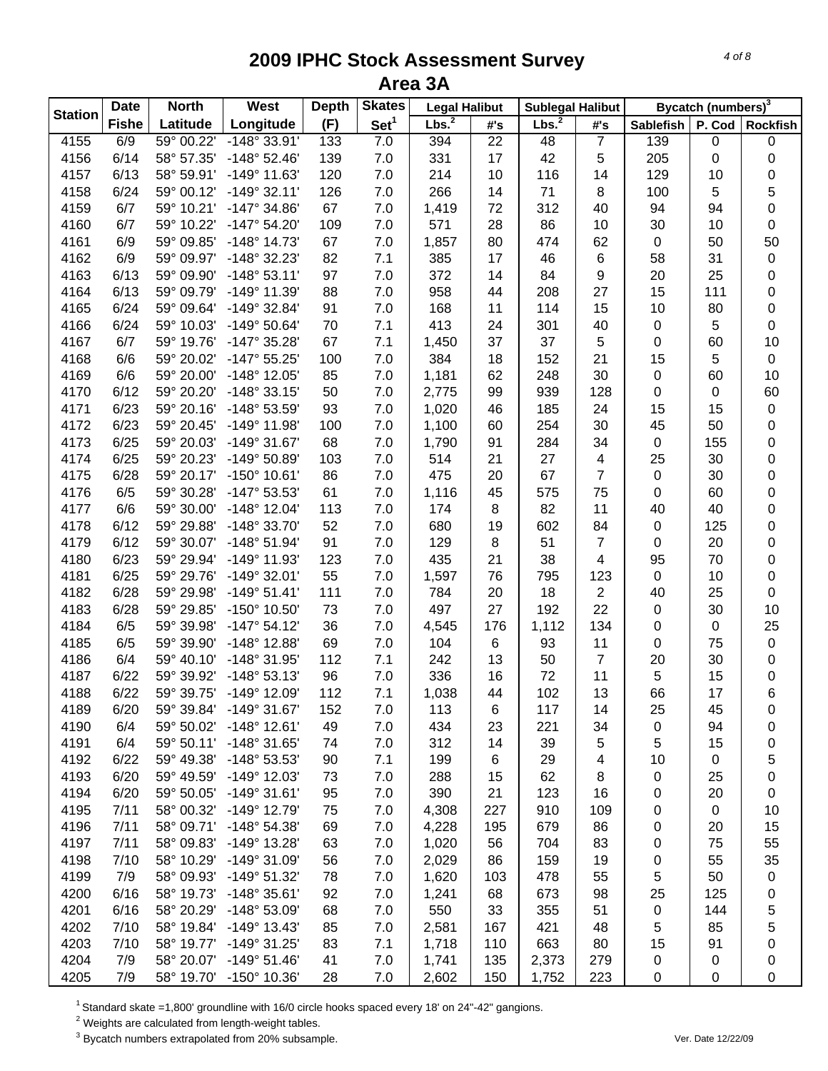# 2009 IPHC Stock Assessment Survey
## Area 3A

| Station | Date | North | West | Depth | Skates | Legal Halibut | | Sublegal Halibut | | Bycatch (numbers)[3] | | |
|---|---|---|---|---|---|---|---|---|---|---|---|---|
| | Fishe | Latitude | Longitude | (F) | Set[1] | Lbs.[2] | #'s | Lbs.[2] | #'s | Sablefish | P. Cod | Rockfish |
| 4155 | 6/9 | 59° 00.22' | -148° 33.91' | 133 | 7.0 | 394 | 22 | 48 | 7 | 139 | 0 | 0 |
| 4156 | 6/14 | 58° 57.35' | -148° 52.46' | 139 | 7.0 | 331 | 17 | 42 | 5 | 205 | 0 | 0 |
| 4157 | 6/13 | 58° 59.91' | -149° 11.63' | 120 | 7.0 | 214 | 10 | 116 | 14 | 129 | 10 | 0 |
| 4158 | 6/24 | 59° 00.12' | -149° 32.11' | 126 | 7.0 | 266 | 14 | 71 | 8 | 100 | 5 | 5 |
| 4159 | 6/7 | 59° 10.21' | -147° 34.86' | 67 | 7.0 | 1,419 | 72 | 312 | 40 | 94 | 94 | 0 |
| 4160 | 6/7 | 59° 10.22' | -147° 54.20' | 109 | 7.0 | 571 | 28 | 86 | 10 | 30 | 10 | 0 |
| 4161 | 6/9 | 59° 09.85' | -148° 14.73' | 67 | 7.0 | 1,857 | 80 | 474 | 62 | 0 | 50 | 50 |
| 4162 | 6/9 | 59° 09.97' | -148° 32.23' | 82 | 7.1 | 385 | 17 | 46 | 6 | 58 | 31 | 0 |
| 4163 | 6/13 | 59° 09.90' | -148° 53.11' | 97 | 7.0 | 372 | 14 | 84 | 9 | 20 | 25 | 0 |
| 4164 | 6/13 | 59° 09.79' | -149° 11.39' | 88 | 7.0 | 958 | 44 | 208 | 27 | 15 | 111 | 0 |
| 4165 | 6/24 | 59° 09.64' | -149° 32.84' | 91 | 7.0 | 168 | 11 | 114 | 15 | 10 | 80 | 0 |
| 4166 | 6/24 | 59° 10.03' | -149° 50.64' | 70 | 7.1 | 413 | 24 | 301 | 40 | 0 | 5 | 0 |
| 4167 | 6/7 | 59° 19.76' | -147° 35.28' | 67 | 7.1 | 1,450 | 37 | 37 | 5 | 0 | 60 | 10 |
| 4168 | 6/6 | 59° 20.02' | -147° 55.25' | 100 | 7.0 | 384 | 18 | 152 | 21 | 15 | 5 | 0 |
| 4169 | 6/6 | 59° 20.00' | -148° 12.05' | 85 | 7.0 | 1,181 | 62 | 248 | 30 | 0 | 60 | 10 |
| 4170 | 6/12 | 59° 20.20' | -148° 33.15' | 50 | 7.0 | 2,775 | 99 | 939 | 128 | 0 | 0 | 60 |
| 4171 | 6/23 | 59° 20.16' | -148° 53.59' | 93 | 7.0 | 1,020 | 46 | 185 | 24 | 15 | 15 | 0 |
| 4172 | 6/23 | 59° 20.45' | -149° 11.98' | 100 | 7.0 | 1,100 | 60 | 254 | 30 | 45 | 50 | 0 |
| 4173 | 6/25 | 59° 20.03' | -149° 31.67' | 68 | 7.0 | 1,790 | 91 | 284 | 34 | 0 | 155 | 0 |
| 4174 | 6/25 | 59° 20.23' | -149° 50.89' | 103 | 7.0 | 514 | 21 | 27 | 4 | 25 | 30 | 0 |
| 4175 | 6/28 | 59° 20.17' | -150° 10.61' | 86 | 7.0 | 475 | 20 | 67 | 7 | 0 | 30 | 0 |
| 4176 | 6/5 | 59° 30.28' | -147° 53.53' | 61 | 7.0 | 1,116 | 45 | 575 | 75 | 0 | 60 | 0 |
| 4177 | 6/6 | 59° 30.00' | -148° 12.04' | 113 | 7.0 | 174 | 8 | 82 | 11 | 40 | 40 | 0 |
| 4178 | 6/12 | 59° 29.88' | -148° 33.70' | 52 | 7.0 | 680 | 19 | 602 | 84 | 0 | 125 | 0 |
| 4179 | 6/12 | 59° 30.07' | -148° 51.94' | 91 | 7.0 | 129 | 8 | 51 | 7 | 0 | 20 | 0 |
| 4180 | 6/23 | 59° 29.94' | -149° 11.93' | 123 | 7.0 | 435 | 21 | 38 | 4 | 95 | 70 | 0 |
| 4181 | 6/25 | 59° 29.76' | -149° 32.01' | 55 | 7.0 | 1,597 | 76 | 795 | 123 | 0 | 10 | 0 |
| 4182 | 6/28 | 59° 29.98' | -149° 51.41' | 111 | 7.0 | 784 | 20 | 18 | 2 | 40 | 25 | 0 |
| 4183 | 6/28 | 59° 29.85' | -150° 10.50' | 73 | 7.0 | 497 | 27 | 192 | 22 | 0 | 30 | 10 |
| 4184 | 6/5 | 59° 39.98' | -147° 54.12' | 36 | 7.0 | 4,545 | 176 | 1,112 | 134 | 0 | 0 | 25 |
| 4185 | 6/5 | 59° 39.90' | -148° 12.88' | 69 | 7.0 | 104 | 6 | 93 | 11 | 0 | 75 | 0 |
| 4186 | 6/4 | 59° 40.10' | -148° 31.95' | 112 | 7.1 | 242 | 13 | 50 | 7 | 20 | 30 | 0 |
| 4187 | 6/22 | 59° 39.92' | -148° 53.13' | 96 | 7.0 | 336 | 16 | 72 | 11 | 5 | 15 | 0 |
| 4188 | 6/22 | 59° 39.75' | -149° 12.09' | 112 | 7.1 | 1,038 | 44 | 102 | 13 | 66 | 17 | 6 |
| 4189 | 6/20 | 59° 39.84' | -149° 31.67' | 152 | 7.0 | 113 | 6 | 117 | 14 | 25 | 45 | 0 |
| 4190 | 6/4 | 59° 50.02' | -148° 12.61' | 49 | 7.0 | 434 | 23 | 221 | 34 | 0 | 94 | 0 |
| 4191 | 6/4 | 59° 50.11' | -148° 31.65' | 74 | 7.0 | 312 | 14 | 39 | 5 | 5 | 15 | 0 |
| 4192 | 6/22 | 59° 49.38' | -148° 53.53' | 90 | 7.1 | 199 | 6 | 29 | 4 | 10 | 0 | 5 |
| 4193 | 6/20 | 59° 49.59' | -149° 12.03' | 73 | 7.0 | 288 | 15 | 62 | 8 | 0 | 25 | 0 |
| 4194 | 6/20 | 59° 50.05' | -149° 31.61' | 95 | 7.0 | 390 | 21 | 123 | 16 | 0 | 20 | 0 |
| 4195 | 7/11 | 58° 00.32' | -149° 12.79' | 75 | 7.0 | 4,308 | 227 | 910 | 109 | 0 | 0 | 10 |
| 4196 | 7/11 | 58° 09.71' | -148° 54.38' | 69 | 7.0 | 4,228 | 195 | 679 | 86 | 0 | 20 | 15 |
| 4197 | 7/11 | 58° 09.83' | -149° 13.28' | 63 | 7.0 | 1,020 | 56 | 704 | 83 | 0 | 75 | 55 |
| 4198 | 7/10 | 58° 10.29' | -149° 31.09' | 56 | 7.0 | 2,029 | 86 | 159 | 19 | 0 | 55 | 35 |
| 4199 | 7/9 | 58° 09.93' | -149° 51.32' | 78 | 7.0 | 1,620 | 103 | 478 | 55 | 5 | 50 | 0 |
| 4200 | 6/16 | 58° 19.73' | -148° 35.61' | 92 | 7.0 | 1,241 | 68 | 673 | 98 | 25 | 125 | 0 |
| 4201 | 6/16 | 58° 20.29' | -148° 53.09' | 68 | 7.0 | 550 | 33 | 355 | 51 | 0 | 144 | 5 |
| 4202 | 7/10 | 58° 19.84' | -149° 13.43' | 85 | 7.0 | 2,581 | 167 | 421 | 48 | 5 | 85 | 5 |
| 4203 | 7/10 | 58° 19.77' | -149° 31.25' | 83 | 7.1 | 1,718 | 110 | 663 | 80 | 15 | 91 | 0 |
| 4204 | 7/9 | 58° 20.07' | -149° 51.46' | 41 | 7.0 | 1,741 | 135 | 2,373 | 279 | 0 | 0 | 0 |
| 4205 | 7/9 | 58° 19.70' | -150° 10.36' | 28 | 7.0 | 2,602 | 150 | 1,752 | 223 | 0 | 0 | 0 |

[1] Standard skate =1,800' groundline with 16/0 circle hooks spaced every 18' on 24"-42" gangions.

[2] Weights are calculated from length-weight tables.

[3] Bycatch numbers extrapolated from 20% subsample.

Ver. Date 12/22/09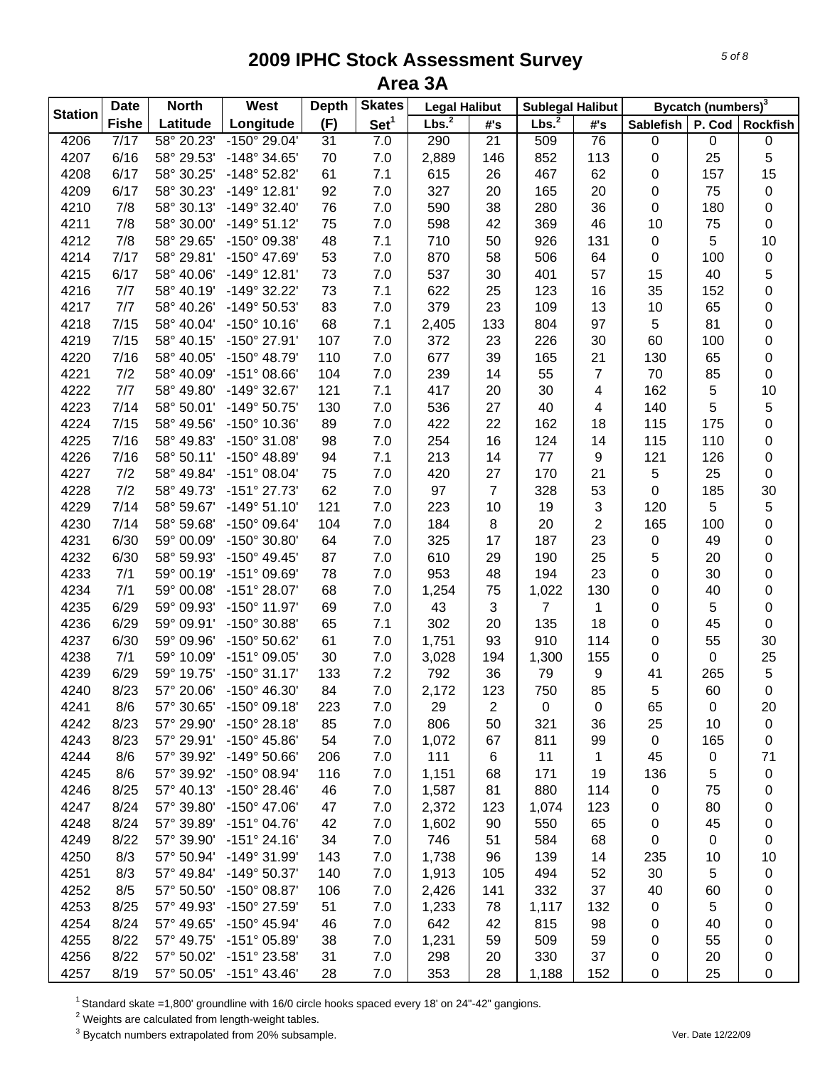# 2009 IPHC Stock Assessment Survey
## Area 3A

| Station | Date | North | West | Depth | Skates | Legal Halibut | | Sublegal Halibut | | Bycatch (numbers)[3] | | |
|---|---|---|---|---|---|---|---|---|---|---|---|---|
| | Fishe | Latitude | Longitude | (F) | Set[1] | Lbs.[2] | #'s | Lbs.[2] | #'s | Sablefish | P. Cod | Rockfish |
| 4206 | 7/17 | 58° 20.23' | -150° 29.04' | 31 | 7.0 | 290 | 21 | 509 | 76 | 0 | 0 | 0 |
| 4207 | 6/16 | 58° 29.53' | -148° 34.65' | 70 | 7.0 | 2,889 | 146 | 852 | 113 | 0 | 25 | 5 |
| 4208 | 6/17 | 58° 30.25' | -148° 52.82' | 61 | 7.1 | 615 | 26 | 467 | 62 | 0 | 157 | 15 |
| 4209 | 6/17 | 58° 30.23' | -149° 12.81' | 92 | 7.0 | 327 | 20 | 165 | 20 | 0 | 75 | 0 |
| 4210 | 7/8 | 58° 30.13' | -149° 32.40' | 76 | 7.0 | 590 | 38 | 280 | 36 | 0 | 180 | 0 |
| 4211 | 7/8 | 58° 30.00' | -149° 51.12' | 75 | 7.0 | 598 | 42 | 369 | 46 | 10 | 75 | 0 |
| 4212 | 7/8 | 58° 29.65' | -150° 09.38' | 48 | 7.1 | 710 | 50 | 926 | 131 | 0 | 5 | 10 |
| 4214 | 7/17 | 58° 29.81' | -150° 47.69' | 53 | 7.0 | 870 | 58 | 506 | 64 | 0 | 100 | 0 |
| 4215 | 6/17 | 58° 40.06' | -149° 12.81' | 73 | 7.0 | 537 | 30 | 401 | 57 | 15 | 40 | 5 |
| 4216 | 7/7 | 58° 40.19' | -149° 32.22' | 73 | 7.1 | 622 | 25 | 123 | 16 | 35 | 152 | 0 |
| 4217 | 7/7 | 58° 40.26' | -149° 50.53' | 83 | 7.0 | 379 | 23 | 109 | 13 | 10 | 65 | 0 |
| 4218 | 7/15 | 58° 40.04' | -150° 10.16' | 68 | 7.1 | 2,405 | 133 | 804 | 97 | 5 | 81 | 0 |
| 4219 | 7/15 | 58° 40.15' | -150° 27.91' | 107 | 7.0 | 372 | 23 | 226 | 30 | 60 | 100 | 0 |
| 4220 | 7/16 | 58° 40.05' | -150° 48.79' | 110 | 7.0 | 677 | 39 | 165 | 21 | 130 | 65 | 0 |
| 4221 | 7/2 | 58° 40.09' | -151° 08.66' | 104 | 7.0 | 239 | 14 | 55 | 7 | 70 | 85 | 0 |
| 4222 | 7/7 | 58° 49.80' | -149° 32.67' | 121 | 7.1 | 417 | 20 | 30 | 4 | 162 | 5 | 10 |
| 4223 | 7/14 | 58° 50.01' | -149° 50.75' | 130 | 7.0 | 536 | 27 | 40 | 4 | 140 | 5 | 5 |
| 4224 | 7/15 | 58° 49.56' | -150° 10.36' | 89 | 7.0 | 422 | 22 | 162 | 18 | 115 | 175 | 0 |
| 4225 | 7/16 | 58° 49.83' | -150° 31.08' | 98 | 7.0 | 254 | 16 | 124 | 14 | 115 | 110 | 0 |
| 4226 | 7/16 | 58° 50.11' | -150° 48.89' | 94 | 7.1 | 213 | 14 | 77 | 9 | 121 | 126 | 0 |
| 4227 | 7/2 | 58° 49.84' | -151° 08.04' | 75 | 7.0 | 420 | 27 | 170 | 21 | 5 | 25 | 0 |
| 4228 | 7/2 | 58° 49.73' | -151° 27.73' | 62 | 7.0 | 97 | 7 | 328 | 53 | 0 | 185 | 30 |
| 4229 | 7/14 | 58° 59.67' | -149° 51.10' | 121 | 7.0 | 223 | 10 | 19 | 3 | 120 | 5 | 5 |
| 4230 | 7/14 | 58° 59.68' | -150° 09.64' | 104 | 7.0 | 184 | 8 | 20 | 2 | 165 | 100 | 0 |
| 4231 | 6/30 | 59° 00.09' | -150° 30.80' | 64 | 7.0 | 325 | 17 | 187 | 23 | 0 | 49 | 0 |
| 4232 | 6/30 | 58° 59.93' | -150° 49.45' | 87 | 7.0 | 610 | 29 | 190 | 25 | 5 | 20 | 0 |
| 4233 | 7/1 | 59° 00.19' | -151° 09.69' | 78 | 7.0 | 953 | 48 | 194 | 23 | 0 | 30 | 0 |
| 4234 | 7/1 | 59° 00.08' | -151° 28.07' | 68 | 7.0 | 1,254 | 75 | 1,022 | 130 | 0 | 40 | 0 |
| 4235 | 6/29 | 59° 09.93' | -150° 11.97' | 69 | 7.0 | 43 | 3 | 7 | 1 | 0 | 5 | 0 |
| 4236 | 6/29 | 59° 09.91' | -150° 30.88' | 65 | 7.1 | 302 | 20 | 135 | 18 | 0 | 45 | 0 |
| 4237 | 6/30 | 59° 09.96' | -150° 50.62' | 61 | 7.0 | 1,751 | 93 | 910 | 114 | 0 | 55 | 30 |
| 4238 | 7/1 | 59° 10.09' | -151° 09.05' | 30 | 7.0 | 3,028 | 194 | 1,300 | 155 | 0 | 0 | 25 |
| 4239 | 6/29 | 59° 19.75' | -150° 31.17' | 133 | 7.2 | 792 | 36 | 79 | 9 | 41 | 265 | 5 |
| 4240 | 8/23 | 57° 20.06' | -150° 46.30' | 84 | 7.0 | 2,172 | 123 | 750 | 85 | 5 | 60 | 0 |
| 4241 | 8/6 | 57° 30.65' | -150° 09.18' | 223 | 7.0 | 29 | 2 | 0 | 0 | 65 | 0 | 20 |
| 4242 | 8/23 | 57° 29.90' | -150° 28.18' | 85 | 7.0 | 806 | 50 | 321 | 36 | 25 | 10 | 0 |
| 4243 | 8/23 | 57° 29.91' | -150° 45.86' | 54 | 7.0 | 1,072 | 67 | 811 | 99 | 0 | 165 | 0 |
| 4244 | 8/6 | 57° 39.92' | -149° 50.66' | 206 | 7.0 | 111 | 6 | 11 | 1 | 45 | 0 | 71 |
| 4245 | 8/6 | 57° 39.92' | -150° 08.94' | 116 | 7.0 | 1,151 | 68 | 171 | 19 | 136 | 5 | 0 |
| 4246 | 8/25 | 57° 40.13' | -150° 28.46' | 46 | 7.0 | 1,587 | 81 | 880 | 114 | 0 | 75 | 0 |
| 4247 | 8/24 | 57° 39.80' | -150° 47.06' | 47 | 7.0 | 2,372 | 123 | 1,074 | 123 | 0 | 80 | 0 |
| 4248 | 8/24 | 57° 39.89' | -151° 04.76' | 42 | 7.0 | 1,602 | 90 | 550 | 65 | 0 | 45 | 0 |
| 4249 | 8/22 | 57° 39.90' | -151° 24.16' | 34 | 7.0 | 746 | 51 | 584 | 68 | 0 | 0 | 0 |
| 4250 | 8/3 | 57° 50.94' | -149° 31.99' | 143 | 7.0 | 1,738 | 96 | 139 | 14 | 235 | 10 | 10 |
| 4251 | 8/3 | 57° 49.84' | -149° 50.37' | 140 | 7.0 | 1,913 | 105 | 494 | 52 | 30 | 5 | 0 |
| 4252 | 8/5 | 57° 50.50' | -150° 08.87' | 106 | 7.0 | 2,426 | 141 | 332 | 37 | 40 | 60 | 0 |
| 4253 | 8/25 | 57° 49.93' | -150° 27.59' | 51 | 7.0 | 1,233 | 78 | 1,117 | 132 | 0 | 5 | 0 |
| 4254 | 8/24 | 57° 49.65' | -150° 45.94' | 46 | 7.0 | 642 | 42 | 815 | 98 | 0 | 40 | 0 |
| 4255 | 8/22 | 57° 49.75' | -151° 05.89' | 38 | 7.0 | 1,231 | 59 | 509 | 59 | 0 | 55 | 0 |
| 4256 | 8/22 | 57° 50.02' | -151° 23.58' | 31 | 7.0 | 298 | 20 | 330 | 37 | 0 | 20 | 0 |
| 4257 | 8/19 | 57° 50.05' | -151° 43.46' | 28 | 7.0 | 353 | 28 | 1,188 | 152 | 0 | 25 | 0 |

[1] Standard skate =1,800' groundline with 16/0 circle hooks spaced every 18' on 24"-42" gangions.

[2] Weights are calculated from length-weight tables.

[3] Bycatch numbers extrapolated from 20% subsample.

Ver. Date 12/22/09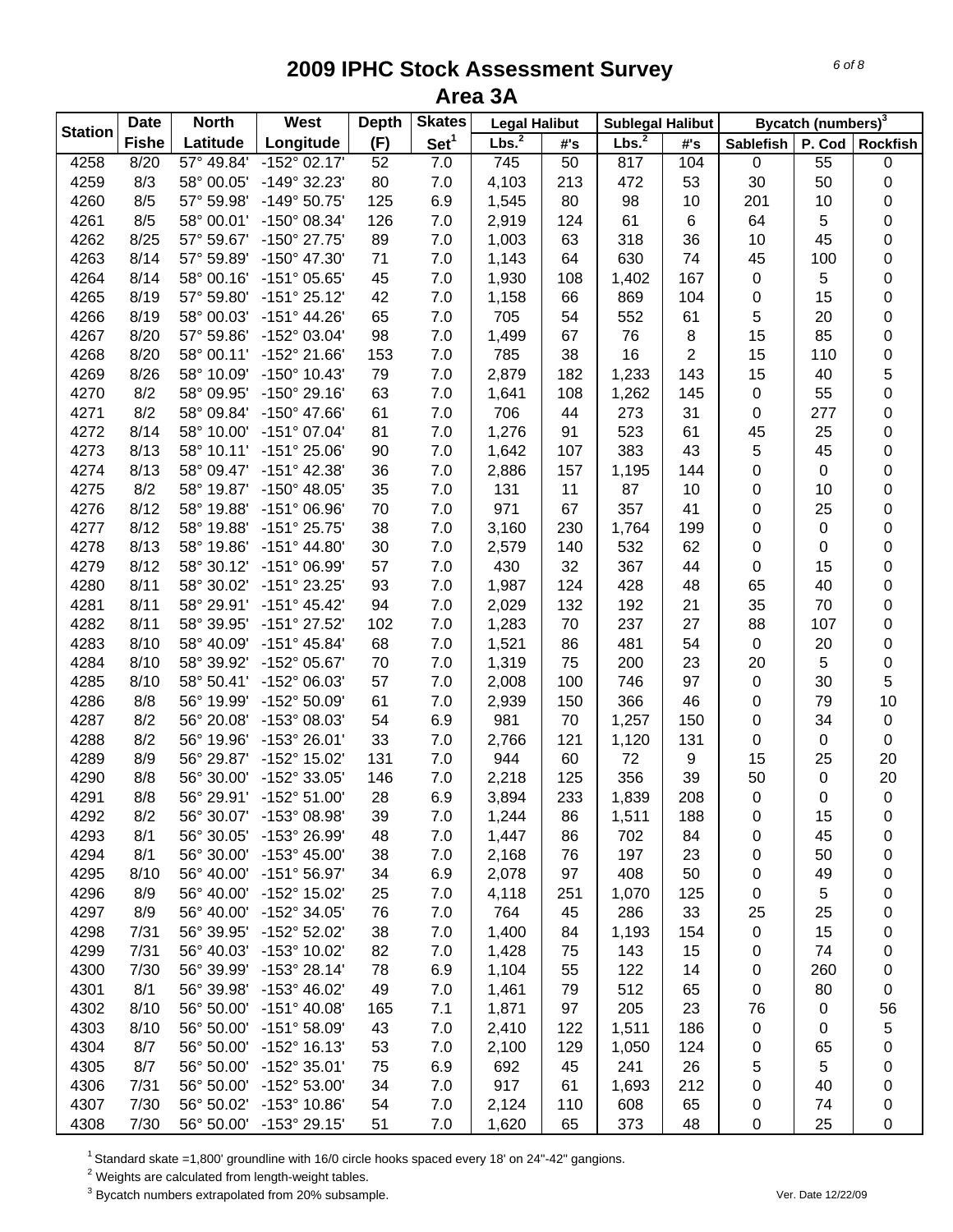# 2009 IPHC Stock Assessment Survey
## Area 3A

| Station | Date | North | West | Depth | Skates | Legal Halibut | | Sublegal Halibut | | Bycatch (numbers)[3] | | |
|---|---|---|---|---|---|---|---|---|---|---|---|---|
| | Fishe | Latitude | Longitude | (F) | Set[1] | Lbs.[2] | #'s | Lbs.[2] | #'s | Sablefish | P. Cod | Rockfish |
| 4258 | 8/20 | 57° 49.84' | -152° 02.17' | 52 | 7.0 | 745 | 50 | 817 | 104 | 0 | 55 | 0 |
| 4259 | 8/3 | 58° 00.05' | -149° 32.23' | 80 | 7.0 | 4,103 | 213 | 472 | 53 | 30 | 50 | 0 |
| 4260 | 8/5 | 57° 59.98' | -149° 50.75' | 125 | 6.9 | 1,545 | 80 | 98 | 10 | 201 | 10 | 0 |
| 4261 | 8/5 | 58° 00.01' | -150° 08.34' | 126 | 7.0 | 2,919 | 124 | 61 | 6 | 64 | 5 | 0 |
| 4262 | 8/25 | 57° 59.67' | -150° 27.75' | 89 | 7.0 | 1,003 | 63 | 318 | 36 | 10 | 45 | 0 |
| 4263 | 8/14 | 57° 59.89' | -150° 47.30' | 71 | 7.0 | 1,143 | 64 | 630 | 74 | 45 | 100 | 0 |
| 4264 | 8/14 | 58° 00.16' | -151° 05.65' | 45 | 7.0 | 1,930 | 108 | 1,402 | 167 | 0 | 5 | 0 |
| 4265 | 8/19 | 57° 59.80' | -151° 25.12' | 42 | 7.0 | 1,158 | 66 | 869 | 104 | 0 | 15 | 0 |
| 4266 | 8/19 | 58° 00.03' | -151° 44.26' | 65 | 7.0 | 705 | 54 | 552 | 61 | 5 | 20 | 0 |
| 4267 | 8/20 | 57° 59.86' | -152° 03.04' | 98 | 7.0 | 1,499 | 67 | 76 | 8 | 15 | 85 | 0 |
| 4268 | 8/20 | 58° 00.11' | -152° 21.66' | 153 | 7.0 | 785 | 38 | 16 | 2 | 15 | 110 | 0 |
| 4269 | 8/26 | 58° 10.09' | -150° 10.43' | 79 | 7.0 | 2,879 | 182 | 1,233 | 143 | 15 | 40 | 5 |
| 4270 | 8/2 | 58° 09.95' | -150° 29.16' | 63 | 7.0 | 1,641 | 108 | 1,262 | 145 | 0 | 55 | 0 |
| 4271 | 8/2 | 58° 09.84' | -150° 47.66' | 61 | 7.0 | 706 | 44 | 273 | 31 | 0 | 277 | 0 |
| 4272 | 8/14 | 58° 10.00' | -151° 07.04' | 81 | 7.0 | 1,276 | 91 | 523 | 61 | 45 | 25 | 0 |
| 4273 | 8/13 | 58° 10.11' | -151° 25.06' | 90 | 7.0 | 1,642 | 107 | 383 | 43 | 5 | 45 | 0 |
| 4274 | 8/13 | 58° 09.47' | -151° 42.38' | 36 | 7.0 | 2,886 | 157 | 1,195 | 144 | 0 | 0 | 0 |
| 4275 | 8/2 | 58° 19.87' | -150° 48.05' | 35 | 7.0 | 131 | 11 | 87 | 10 | 0 | 10 | 0 |
| 4276 | 8/12 | 58° 19.88' | -151° 06.96' | 70 | 7.0 | 971 | 67 | 357 | 41 | 0 | 25 | 0 |
| 4277 | 8/12 | 58° 19.88' | -151° 25.75' | 38 | 7.0 | 3,160 | 230 | 1,764 | 199 | 0 | 0 | 0 |
| 4278 | 8/13 | 58° 19.86' | -151° 44.80' | 30 | 7.0 | 2,579 | 140 | 532 | 62 | 0 | 0 | 0 |
| 4279 | 8/12 | 58° 30.12' | -151° 06.99' | 57 | 7.0 | 430 | 32 | 367 | 44 | 0 | 15 | 0 |
| 4280 | 8/11 | 58° 30.02' | -151° 23.25' | 93 | 7.0 | 1,987 | 124 | 428 | 48 | 65 | 40 | 0 |
| 4281 | 8/11 | 58° 29.91' | -151° 45.42' | 94 | 7.0 | 2,029 | 132 | 192 | 21 | 35 | 70 | 0 |
| 4282 | 8/11 | 58° 39.95' | -151° 27.52' | 102 | 7.0 | 1,283 | 70 | 237 | 27 | 88 | 107 | 0 |
| 4283 | 8/10 | 58° 40.09' | -151° 45.84' | 68 | 7.0 | 1,521 | 86 | 481 | 54 | 0 | 20 | 0 |
| 4284 | 8/10 | 58° 39.92' | -152° 05.67' | 70 | 7.0 | 1,319 | 75 | 200 | 23 | 20 | 5 | 0 |
| 4285 | 8/10 | 58° 50.41' | -152° 06.03' | 57 | 7.0 | 2,008 | 100 | 746 | 97 | 0 | 30 | 5 |
| 4286 | 8/8 | 56° 19.99' | -152° 50.09' | 61 | 7.0 | 2,939 | 150 | 366 | 46 | 0 | 79 | 10 |
| 4287 | 8/2 | 56° 20.08' | -153° 08.03' | 54 | 6.9 | 981 | 70 | 1,257 | 150 | 0 | 34 | 0 |
| 4288 | 8/2 | 56° 19.96' | -153° 26.01' | 33 | 7.0 | 2,766 | 121 | 1,120 | 131 | 0 | 0 | 0 |
| 4289 | 8/9 | 56° 29.87' | -152° 15.02' | 131 | 7.0 | 944 | 60 | 72 | 9 | 15 | 25 | 20 |
| 4290 | 8/8 | 56° 30.00' | -152° 33.05' | 146 | 7.0 | 2,218 | 125 | 356 | 39 | 50 | 0 | 20 |
| 4291 | 8/8 | 56° 29.91' | -152° 51.00' | 28 | 6.9 | 3,894 | 233 | 1,839 | 208 | 0 | 0 | 0 |
| 4292 | 8/2 | 56° 30.07' | -153° 08.98' | 39 | 7.0 | 1,244 | 86 | 1,511 | 188 | 0 | 15 | 0 |
| 4293 | 8/1 | 56° 30.05' | -153° 26.99' | 48 | 7.0 | 1,447 | 86 | 702 | 84 | 0 | 45 | 0 |
| 4294 | 8/1 | 56° 30.00' | -153° 45.00' | 38 | 7.0 | 2,168 | 76 | 197 | 23 | 0 | 50 | 0 |
| 4295 | 8/10 | 56° 40.00' | -151° 56.97' | 34 | 6.9 | 2,078 | 97 | 408 | 50 | 0 | 49 | 0 |
| 4296 | 8/9 | 56° 40.00' | -152° 15.02' | 25 | 7.0 | 4,118 | 251 | 1,070 | 125 | 0 | 5 | 0 |
| 4297 | 8/9 | 56° 40.00' | -152° 34.05' | 76 | 7.0 | 764 | 45 | 286 | 33 | 25 | 25 | 0 |
| 4298 | 7/31 | 56° 39.95' | -152° 52.02' | 38 | 7.0 | 1,400 | 84 | 1,193 | 154 | 0 | 15 | 0 |
| 4299 | 7/31 | 56° 40.03' | -153° 10.02' | 82 | 7.0 | 1,428 | 75 | 143 | 15 | 0 | 74 | 0 |
| 4300 | 7/30 | 56° 39.99' | -153° 28.14' | 78 | 6.9 | 1,104 | 55 | 122 | 14 | 0 | 260 | 0 |
| 4301 | 8/1 | 56° 39.98' | -153° 46.02' | 49 | 7.0 | 1,461 | 79 | 512 | 65 | 0 | 80 | 0 |
| 4302 | 8/10 | 56° 50.00' | -151° 40.08' | 165 | 7.1 | 1,871 | 97 | 205 | 23 | 76 | 0 | 56 |
| 4303 | 8/10 | 56° 50.00' | -151° 58.09' | 43 | 7.0 | 2,410 | 122 | 1,511 | 186 | 0 | 0 | 5 |
| 4304 | 8/7 | 56° 50.00' | -152° 16.13' | 53 | 7.0 | 2,100 | 129 | 1,050 | 124 | 0 | 65 | 0 |
| 4305 | 8/7 | 56° 50.00' | -152° 35.01' | 75 | 6.9 | 692 | 45 | 241 | 26 | 5 | 5 | 0 |
| 4306 | 7/31 | 56° 50.00' | -152° 53.00' | 34 | 7.0 | 917 | 61 | 1,693 | 212 | 0 | 40 | 0 |
| 4307 | 7/30 | 56° 50.02' | -153° 10.86' | 54 | 7.0 | 2,124 | 110 | 608 | 65 | 0 | 74 | 0 |
| 4308 | 7/30 | 56° 50.00' | -153° 29.15' | 51 | 7.0 | 1,620 | 65 | 373 | 48 | 0 | 25 | 0 |

[1] Standard skate =1,800' groundline with 16/0 circle hooks spaced every 18' on 24"-42" gangions.

[2] Weights are calculated from length-weight tables.

[3] Bycatch numbers extrapolated from 20% subsample.

Ver. Date 12/22/09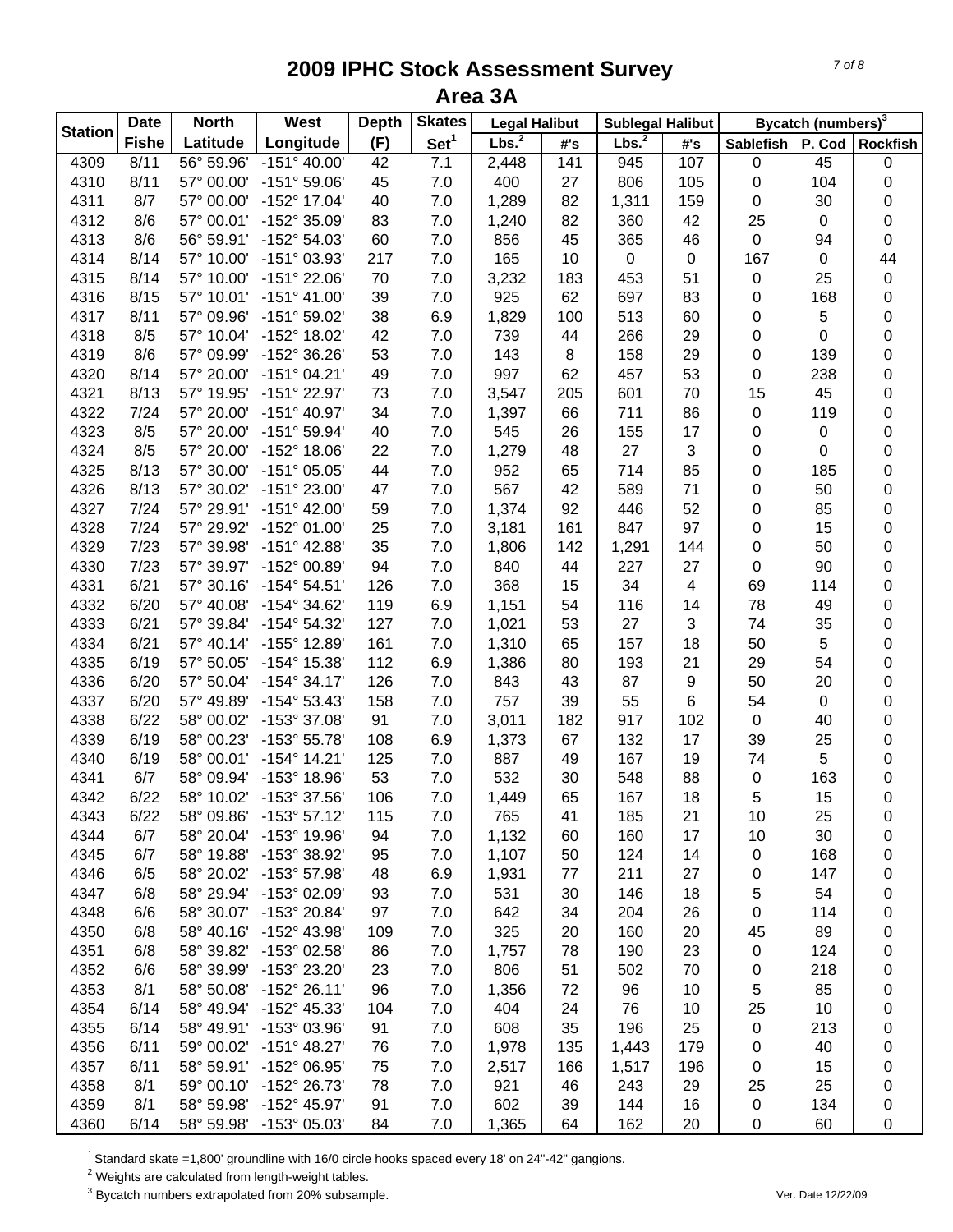# 2009 IPHC Stock Assessment Survey
## Area 3A

| Station | Date | North | West | Depth | Skates | Legal Halibut | | Sublegal Halibut | | Bycatch (numbers)[3] | | |
|---|---|---|---|---|---|---|---|---|---|---|---|---|
| | Fishe | Latitude | Longitude | (F) | Set[1] | Lbs.[2] | #'s | Lbs.[2] | #'s | Sablefish | P. Cod | Rockfish |
| 4309 | 8/11 | 56° 59.96' | -151° 40.00' | 42 | 7.1 | 2,448 | 141 | 945 | 107 | 0 | 45 | 0 |
| 4310 | 8/11 | 57° 00.00' | -151° 59.06' | 45 | 7.0 | 400 | 27 | 806 | 105 | 0 | 104 | 0 |
| 4311 | 8/7 | 57° 00.00' | -152° 17.04' | 40 | 7.0 | 1,289 | 82 | 1,311 | 159 | 0 | 30 | 0 |
| 4312 | 8/6 | 57° 00.01' | -152° 35.09' | 83 | 7.0 | 1,240 | 82 | 360 | 42 | 25 | 0 | 0 |
| 4313 | 8/6 | 56° 59.91' | -152° 54.03' | 60 | 7.0 | 856 | 45 | 365 | 46 | 0 | 94 | 0 |
| 4314 | 8/14 | 57° 10.00' | -151° 03.93' | 217 | 7.0 | 165 | 10 | 0 | 0 | 167 | 0 | 44 |
| 4315 | 8/14 | 57° 10.00' | -151° 22.06' | 70 | 7.0 | 3,232 | 183 | 453 | 51 | 0 | 25 | 0 |
| 4316 | 8/15 | 57° 10.01' | -151° 41.00' | 39 | 7.0 | 925 | 62 | 697 | 83 | 0 | 168 | 0 |
| 4317 | 8/11 | 57° 09.96' | -151° 59.02' | 38 | 6.9 | 1,829 | 100 | 513 | 60 | 0 | 5 | 0 |
| 4318 | 8/5 | 57° 10.04' | -152° 18.02' | 42 | 7.0 | 739 | 44 | 266 | 29 | 0 | 0 | 0 |
| 4319 | 8/6 | 57° 09.99' | -152° 36.26' | 53 | 7.0 | 143 | 8 | 158 | 29 | 0 | 139 | 0 |
| 4320 | 8/14 | 57° 20.00' | -151° 04.21' | 49 | 7.0 | 997 | 62 | 457 | 53 | 0 | 238 | 0 |
| 4321 | 8/13 | 57° 19.95' | -151° 22.97' | 73 | 7.0 | 3,547 | 205 | 601 | 70 | 15 | 45 | 0 |
| 4322 | 7/24 | 57° 20.00' | -151° 40.97' | 34 | 7.0 | 1,397 | 66 | 711 | 86 | 0 | 119 | 0 |
| 4323 | 8/5 | 57° 20.00' | -151° 59.94' | 40 | 7.0 | 545 | 26 | 155 | 17 | 0 | 0 | 0 |
| 4324 | 8/5 | 57° 20.00' | -152° 18.06' | 22 | 7.0 | 1,279 | 48 | 27 | 3 | 0 | 0 | 0 |
| 4325 | 8/13 | 57° 30.00' | -151° 05.05' | 44 | 7.0 | 952 | 65 | 714 | 85 | 0 | 185 | 0 |
| 4326 | 8/13 | 57° 30.02' | -151° 23.00' | 47 | 7.0 | 567 | 42 | 589 | 71 | 0 | 50 | 0 |
| 4327 | 7/24 | 57° 29.91' | -151° 42.00' | 59 | 7.0 | 1,374 | 92 | 446 | 52 | 0 | 85 | 0 |
| 4328 | 7/24 | 57° 29.92' | -152° 01.00' | 25 | 7.0 | 3,181 | 161 | 847 | 97 | 0 | 15 | 0 |
| 4329 | 7/23 | 57° 39.98' | -151° 42.88' | 35 | 7.0 | 1,806 | 142 | 1,291 | 144 | 0 | 50 | 0 |
| 4330 | 7/23 | 57° 39.97' | -152° 00.89' | 94 | 7.0 | 840 | 44 | 227 | 27 | 0 | 90 | 0 |
| 4331 | 6/21 | 57° 30.16' | -154° 54.51' | 126 | 7.0 | 368 | 15 | 34 | 4 | 69 | 114 | 0 |
| 4332 | 6/20 | 57° 40.08' | -154° 34.62' | 119 | 6.9 | 1,151 | 54 | 116 | 14 | 78 | 49 | 0 |
| 4333 | 6/21 | 57° 39.84' | -154° 54.32' | 127 | 7.0 | 1,021 | 53 | 27 | 3 | 74 | 35 | 0 |
| 4334 | 6/21 | 57° 40.14' | -155° 12.89' | 161 | 7.0 | 1,310 | 65 | 157 | 18 | 50 | 5 | 0 |
| 4335 | 6/19 | 57° 50.05' | -154° 15.38' | 112 | 6.9 | 1,386 | 80 | 193 | 21 | 29 | 54 | 0 |
| 4336 | 6/20 | 57° 50.04' | -154° 34.17' | 126 | 7.0 | 843 | 43 | 87 | 9 | 50 | 20 | 0 |
| 4337 | 6/20 | 57° 49.89' | -154° 53.43' | 158 | 7.0 | 757 | 39 | 55 | 6 | 54 | 0 | 0 |
| 4338 | 6/22 | 58° 00.02' | -153° 37.08' | 91 | 7.0 | 3,011 | 182 | 917 | 102 | 0 | 40 | 0 |
| 4339 | 6/19 | 58° 00.23' | -153° 55.78' | 108 | 6.9 | 1,373 | 67 | 132 | 17 | 39 | 25 | 0 |
| 4340 | 6/19 | 58° 00.01' | -154° 14.21' | 125 | 7.0 | 887 | 49 | 167 | 19 | 74 | 5 | 0 |
| 4341 | 6/7 | 58° 09.94' | -153° 18.96' | 53 | 7.0 | 532 | 30 | 548 | 88 | 0 | 163 | 0 |
| 4342 | 6/22 | 58° 10.02' | -153° 37.56' | 106 | 7.0 | 1,449 | 65 | 167 | 18 | 5 | 15 | 0 |
| 4343 | 6/22 | 58° 09.86' | -153° 57.12' | 115 | 7.0 | 765 | 41 | 185 | 21 | 10 | 25 | 0 |
| 4344 | 6/7 | 58° 20.04' | -153° 19.96' | 94 | 7.0 | 1,132 | 60 | 160 | 17 | 10 | 30 | 0 |
| 4345 | 6/7 | 58° 19.88' | -153° 38.92' | 95 | 7.0 | 1,107 | 50 | 124 | 14 | 0 | 168 | 0 |
| 4346 | 6/5 | 58° 20.02' | -153° 57.98' | 48 | 6.9 | 1,931 | 77 | 211 | 27 | 0 | 147 | 0 |
| 4347 | 6/8 | 58° 29.94' | -153° 02.09' | 93 | 7.0 | 531 | 30 | 146 | 18 | 5 | 54 | 0 |
| 4348 | 6/6 | 58° 30.07' | -153° 20.84' | 97 | 7.0 | 642 | 34 | 204 | 26 | 0 | 114 | 0 |
| 4350 | 6/8 | 58° 40.16' | -152° 43.98' | 109 | 7.0 | 325 | 20 | 160 | 20 | 45 | 89 | 0 |
| 4351 | 6/8 | 58° 39.82' | -153° 02.58' | 86 | 7.0 | 1,757 | 78 | 190 | 23 | 0 | 124 | 0 |
| 4352 | 6/6 | 58° 39.99' | -153° 23.20' | 23 | 7.0 | 806 | 51 | 502 | 70 | 0 | 218 | 0 |
| 4353 | 8/1 | 58° 50.08' | -152° 26.11' | 96 | 7.0 | 1,356 | 72 | 96 | 10 | 5 | 85 | 0 |
| 4354 | 6/14 | 58° 49.94' | -152° 45.33' | 104 | 7.0 | 404 | 24 | 76 | 10 | 25 | 10 | 0 |
| 4355 | 6/14 | 58° 49.91' | -153° 03.96' | 91 | 7.0 | 608 | 35 | 196 | 25 | 0 | 213 | 0 |
| 4356 | 6/11 | 59° 00.02' | -151° 48.27' | 76 | 7.0 | 1,978 | 135 | 1,443 | 179 | 0 | 40 | 0 |
| 4357 | 6/11 | 58° 59.91' | -152° 06.95' | 75 | 7.0 | 2,517 | 166 | 1,517 | 196 | 0 | 15 | 0 |
| 4358 | 8/1 | 59° 00.10' | -152° 26.73' | 78 | 7.0 | 921 | 46 | 243 | 29 | 25 | 25 | 0 |
| 4359 | 8/1 | 58° 59.98' | -152° 45.97' | 91 | 7.0 | 602 | 39 | 144 | 16 | 0 | 134 | 0 |
| 4360 | 6/14 | 58° 59.98' | -153° 05.03' | 84 | 7.0 | 1,365 | 64 | 162 | 20 | 0 | 60 | 0 |

[1] Standard skate =1,800' groundline with 16/0 circle hooks spaced every 18' on 24"-42" gangions.

[2] Weights are calculated from length-weight tables.

[3] Bycatch numbers extrapolated from 20% subsample.

Ver. Date 12/22/09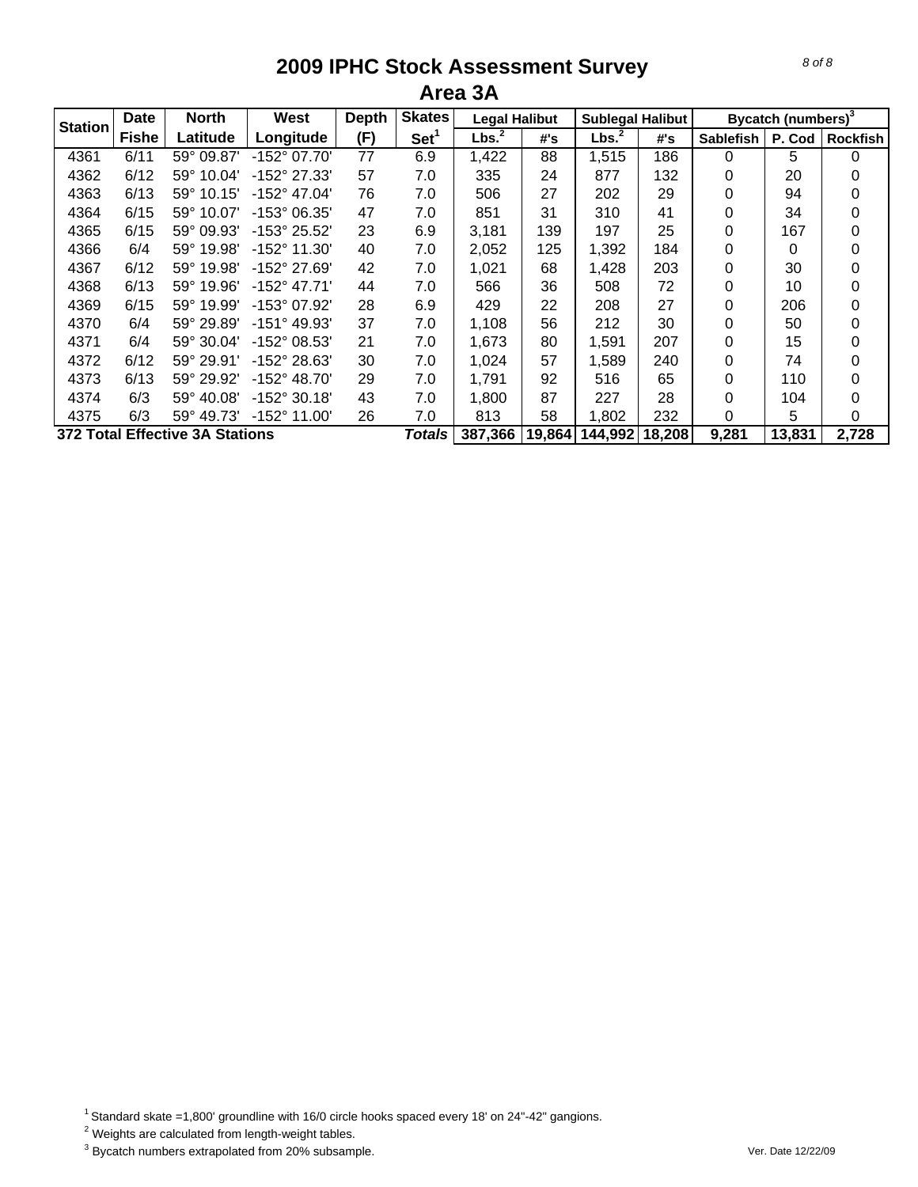# 2009 IPHC Stock Assessment Survey

## Area 3A

| Station | Date | North | West | Depth | Skates | Legal Halibut | | Sublegal Halibut | | Bycatch (numbers)[3] | | |
|---|---|---|---|---|---|---|---|---|---|---|---|---|
| | Fishe | Latitude | Longitude | (F) | Set[1] | Lbs.[2] | #'s | Lbs.[2] | #'s | Sablefish | P. Cod | Rockfish |
| 4361 | 6/11 | 59° 09.87' | -152° 07.70' | 77 | 6.9 | 1,422 | 88 | 1,515 | 186 | 0 | 5 | 0 |
| 4362 | 6/12 | 59° 10.04' | -152° 27.33' | 57 | 7.0 | 335 | 24 | 877 | 132 | 0 | 20 | 0 |
| 4363 | 6/13 | 59° 10.15' | -152° 47.04' | 76 | 7.0 | 506 | 27 | 202 | 29 | 0 | 94 | 0 |
| 4364 | 6/15 | 59° 10.07' | -153° 06.35' | 47 | 7.0 | 851 | 31 | 310 | 41 | 0 | 34 | 0 |
| 4365 | 6/15 | 59° 09.93' | -153° 25.52' | 23 | 6.9 | 3,181 | 139 | 197 | 25 | 0 | 167 | 0 |
| 4366 | 6/4 | 59° 19.98' | -152° 11.30' | 40 | 7.0 | 2,052 | 125 | 1,392 | 184 | 0 | 0 | 0 |
| 4367 | 6/12 | 59° 19.98' | -152° 27.69' | 42 | 7.0 | 1,021 | 68 | 1,428 | 203 | 0 | 30 | 0 |
| 4368 | 6/13 | 59° 19.96' | -152° 47.71' | 44 | 7.0 | 566 | 36 | 508 | 72 | 0 | 10 | 0 |
| 4369 | 6/15 | 59° 19.99' | -153° 07.92' | 28 | 6.9 | 429 | 22 | 208 | 27 | 0 | 206 | 0 |
| 4370 | 6/4 | 59° 29.89' | -151° 49.93' | 37 | 7.0 | 1,108 | 56 | 212 | 30 | 0 | 50 | 0 |
| 4371 | 6/4 | 59° 30.04' | -152° 08.53' | 21 | 7.0 | 1,673 | 80 | 1,591 | 207 | 0 | 15 | 0 |
| 4372 | 6/12 | 59° 29.91' | -152° 28.63' | 30 | 7.0 | 1,024 | 57 | 1,589 | 240 | 0 | 74 | 0 |
| 4373 | 6/13 | 59° 29.92' | -152° 48.70' | 29 | 7.0 | 1,791 | 92 | 516 | 65 | 0 | 110 | 0 |
| 4374 | 6/3 | 59° 40.08' | -152° 30.18' | 43 | 7.0 | 1,800 | 87 | 227 | 28 | 0 | 104 | 0 |
| 4375 | 6/3 | 59° 49.73' | -152° 11.00' | 26 | 7.0 | 813 | 58 | 1,802 | 232 | 0 | 5 | 0 |
| **372 Total Effective 3A Stations** | | | | | ***Totals*** | **387,366** | **19,864** | **144,992** | **18,208** | **9,281** | **13,831** | **2,728** |

[1] Standard skate =1,800' groundline with 16/0 circle hooks spaced every 18' on 24"-42" gangions.

[2] Weights are calculated from length-weight tables.

[3] Bycatch numbers extrapolated from 20% subsample.

Ver. Date 12/22/09